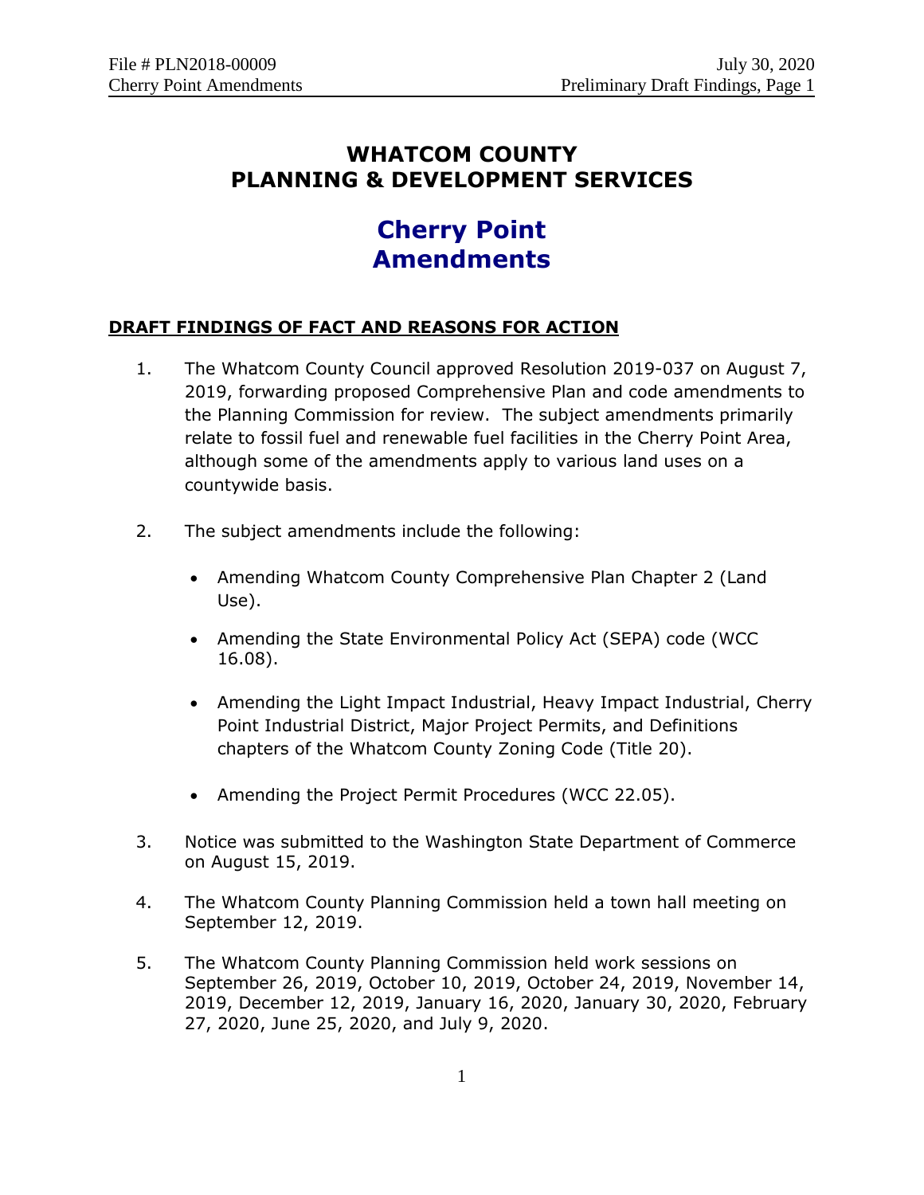# WHATCOM COUNTY
# PLANNING & DEVELOPMENT SERVICES

## Cherry Point Amendments

**DRAFT FINDINGS OF FACT AND REASONS FOR ACTION**

1. The Whatcom County Council approved Resolution 2019-037 on August 7, 2019, forwarding proposed Comprehensive Plan and code amendments to the Planning Commission for review. The subject amendments primarily relate to fossil fuel and renewable fuel facilities in the Cherry Point Area, although some of the amendments apply to various land uses on a countywide basis.

2. The subject amendments include the following:

   - Amending Whatcom County Comprehensive Plan Chapter 2 (Land Use).
   - Amending the State Environmental Policy Act (SEPA) code (WCC 16.08).
   - Amending the Light Impact Industrial, Heavy Impact Industrial, Cherry Point Industrial District, Major Project Permits, and Definitions chapters of the Whatcom County Zoning Code (Title 20).
   - Amending the Project Permit Procedures (WCC 22.05).

3. Notice was submitted to the Washington State Department of Commerce on August 15, 2019.

4. The Whatcom County Planning Commission held a town hall meeting on September 12, 2019.

5. The Whatcom County Planning Commission held work sessions on September 26, 2019, October 10, 2019, October 24, 2019, November 14, 2019, December 12, 2019, January 16, 2020, January 30, 2020, February 27, 2020, June 25, 2020, and July 9, 2020.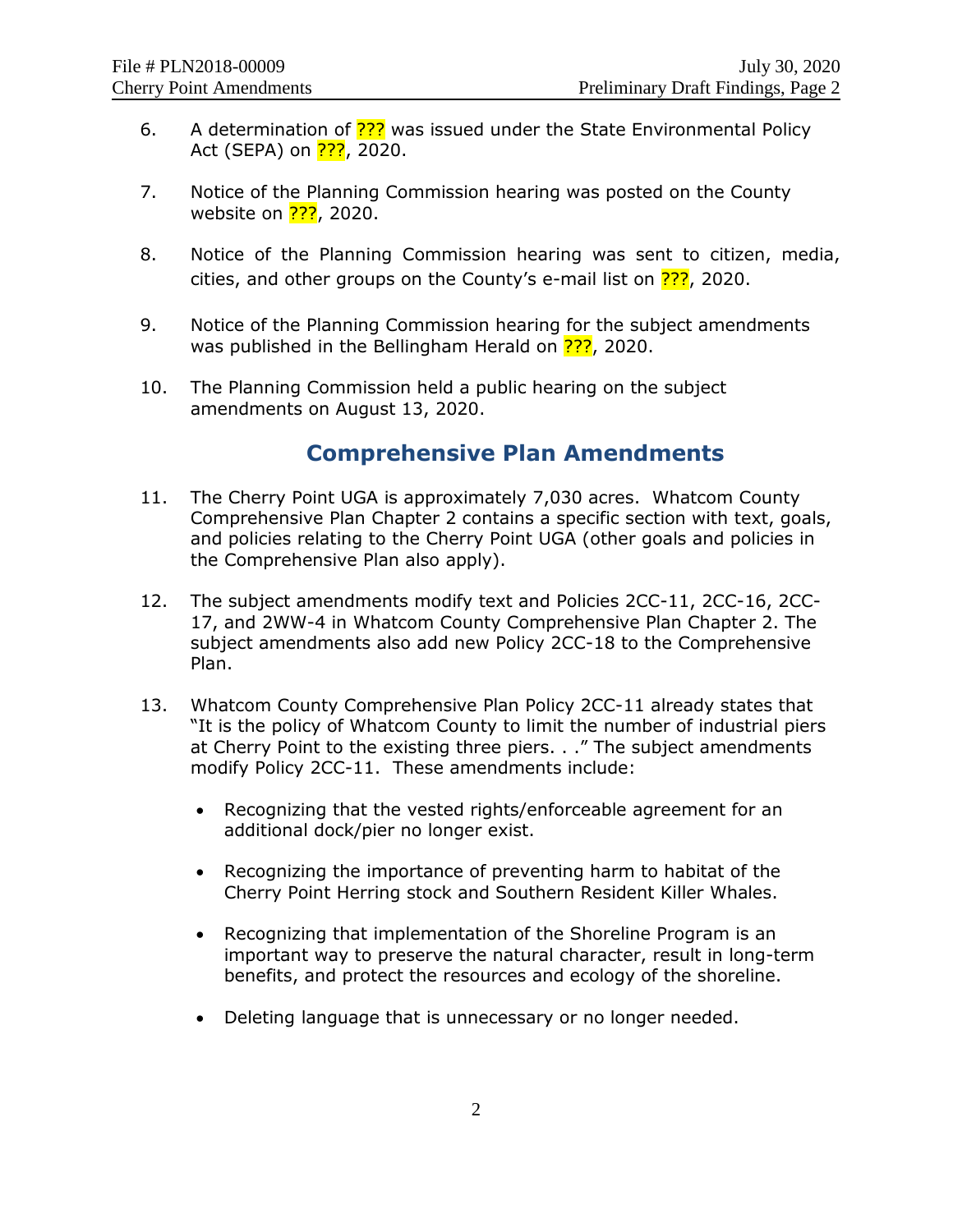6. A determination of ??? was issued under the State Environmental Policy Act (SEPA) on ???, 2020.

7. Notice of the Planning Commission hearing was posted on the County website on ???, 2020.

8. Notice of the Planning Commission hearing was sent to citizen, media, cities, and other groups on the County's e-mail list on ???, 2020.

9. Notice of the Planning Commission hearing for the subject amendments was published in the Bellingham Herald on ???, 2020.

10. The Planning Commission held a public hearing on the subject amendments on August 13, 2020.

## Comprehensive Plan Amendments

11. The Cherry Point UGA is approximately 7,030 acres. Whatcom County Comprehensive Plan Chapter 2 contains a specific section with text, goals, and policies relating to the Cherry Point UGA (other goals and policies in the Comprehensive Plan also apply).

12. The subject amendments modify text and Policies 2CC-11, 2CC-16, 2CC-17, and 2WW-4 in Whatcom County Comprehensive Plan Chapter 2. The subject amendments also add new Policy 2CC-18 to the Comprehensive Plan.

13. Whatcom County Comprehensive Plan Policy 2CC-11 already states that "It is the policy of Whatcom County to limit the number of industrial piers at Cherry Point to the existing three piers. . ." The subject amendments modify Policy 2CC-11. These amendments include:

    - Recognizing that the vested rights/enforceable agreement for an additional dock/pier no longer exist.
    - Recognizing the importance of preventing harm to habitat of the Cherry Point Herring stock and Southern Resident Killer Whales.
    - Recognizing that implementation of the Shoreline Program is an important way to preserve the natural character, result in long-term benefits, and protect the resources and ecology of the shoreline.
    - Deleting language that is unnecessary or no longer needed.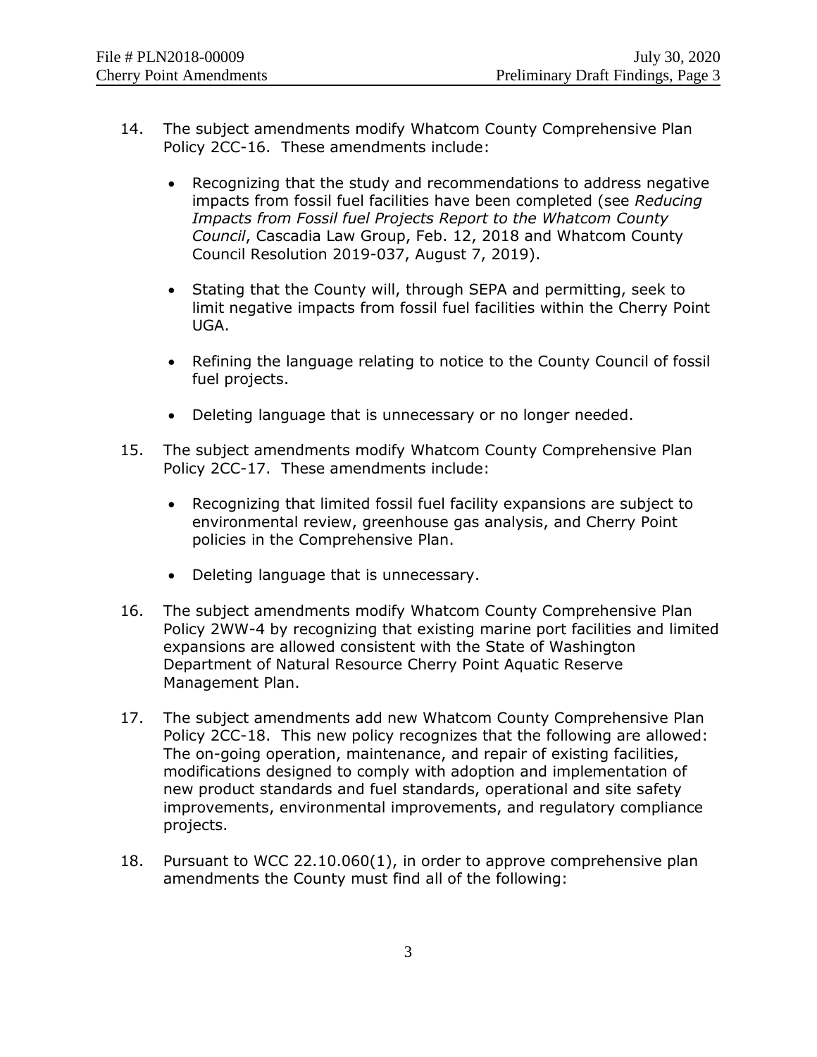14. The subject amendments modify Whatcom County Comprehensive Plan Policy 2CC-16. These amendments include:

    - Recognizing that the study and recommendations to address negative impacts from fossil fuel facilities have been completed (see *Reducing Impacts from Fossil fuel Projects Report to the Whatcom County Council*, Cascadia Law Group, Feb. 12, 2018 and Whatcom County Council Resolution 2019-037, August 7, 2019).

    - Stating that the County will, through SEPA and permitting, seek to limit negative impacts from fossil fuel facilities within the Cherry Point UGA.

    - Refining the language relating to notice to the County Council of fossil fuel projects.

    - Deleting language that is unnecessary or no longer needed.

15. The subject amendments modify Whatcom County Comprehensive Plan Policy 2CC-17. These amendments include:

    - Recognizing that limited fossil fuel facility expansions are subject to environmental review, greenhouse gas analysis, and Cherry Point policies in the Comprehensive Plan.

    - Deleting language that is unnecessary.

16. The subject amendments modify Whatcom County Comprehensive Plan Policy 2WW-4 by recognizing that existing marine port facilities and limited expansions are allowed consistent with the State of Washington Department of Natural Resource Cherry Point Aquatic Reserve Management Plan.

17. The subject amendments add new Whatcom County Comprehensive Plan Policy 2CC-18. This new policy recognizes that the following are allowed: The on-going operation, maintenance, and repair of existing facilities, modifications designed to comply with adoption and implementation of new product standards and fuel standards, operational and site safety improvements, environmental improvements, and regulatory compliance projects.

18. Pursuant to WCC 22.10.060(1), in order to approve comprehensive plan amendments the County must find all of the following: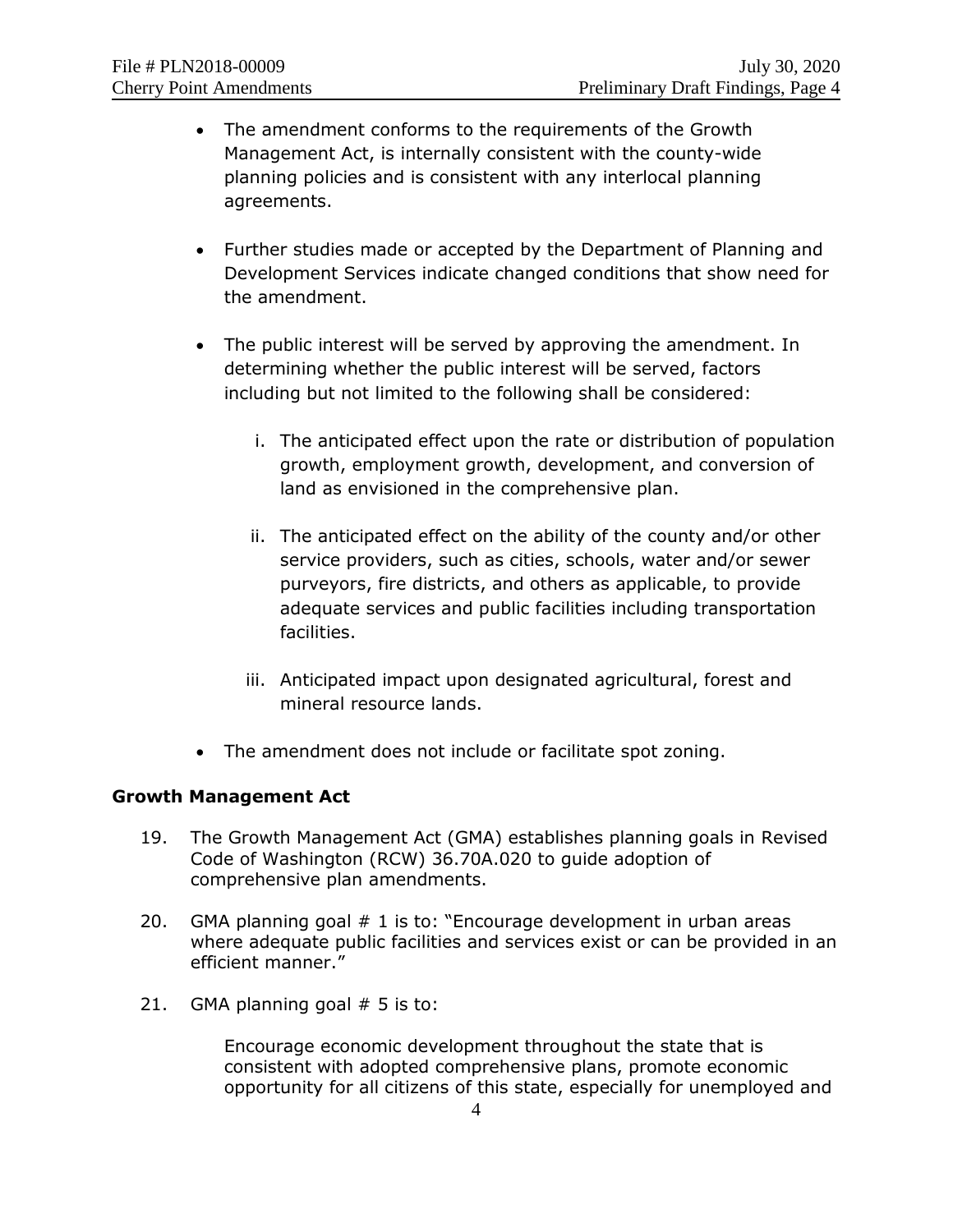- The amendment conforms to the requirements of the Growth Management Act, is internally consistent with the county-wide planning policies and is consistent with any interlocal planning agreements.

- Further studies made or accepted by the Department of Planning and Development Services indicate changed conditions that show need for the amendment.

- The public interest will be served by approving the amendment. In determining whether the public interest will be served, factors including but not limited to the following shall be considered:

    i. The anticipated effect upon the rate or distribution of population growth, employment growth, development, and conversion of land as envisioned in the comprehensive plan.

    ii. The anticipated effect on the ability of the county and/or other service providers, such as cities, schools, water and/or sewer purveyors, fire districts, and others as applicable, to provide adequate services and public facilities including transportation facilities.

    iii. Anticipated impact upon designated agricultural, forest and mineral resource lands.

- The amendment does not include or facilitate spot zoning.

**Growth Management Act**

19. The Growth Management Act (GMA) establishes planning goals in Revised Code of Washington (RCW) 36.70A.020 to guide adoption of comprehensive plan amendments.

20. GMA planning goal # 1 is to: "Encourage development in urban areas where adequate public facilities and services exist or can be provided in an efficient manner."

21. GMA planning goal # 5 is to:

    Encourage economic development throughout the state that is consistent with adopted comprehensive plans, promote economic opportunity for all citizens of this state, especially for unemployed and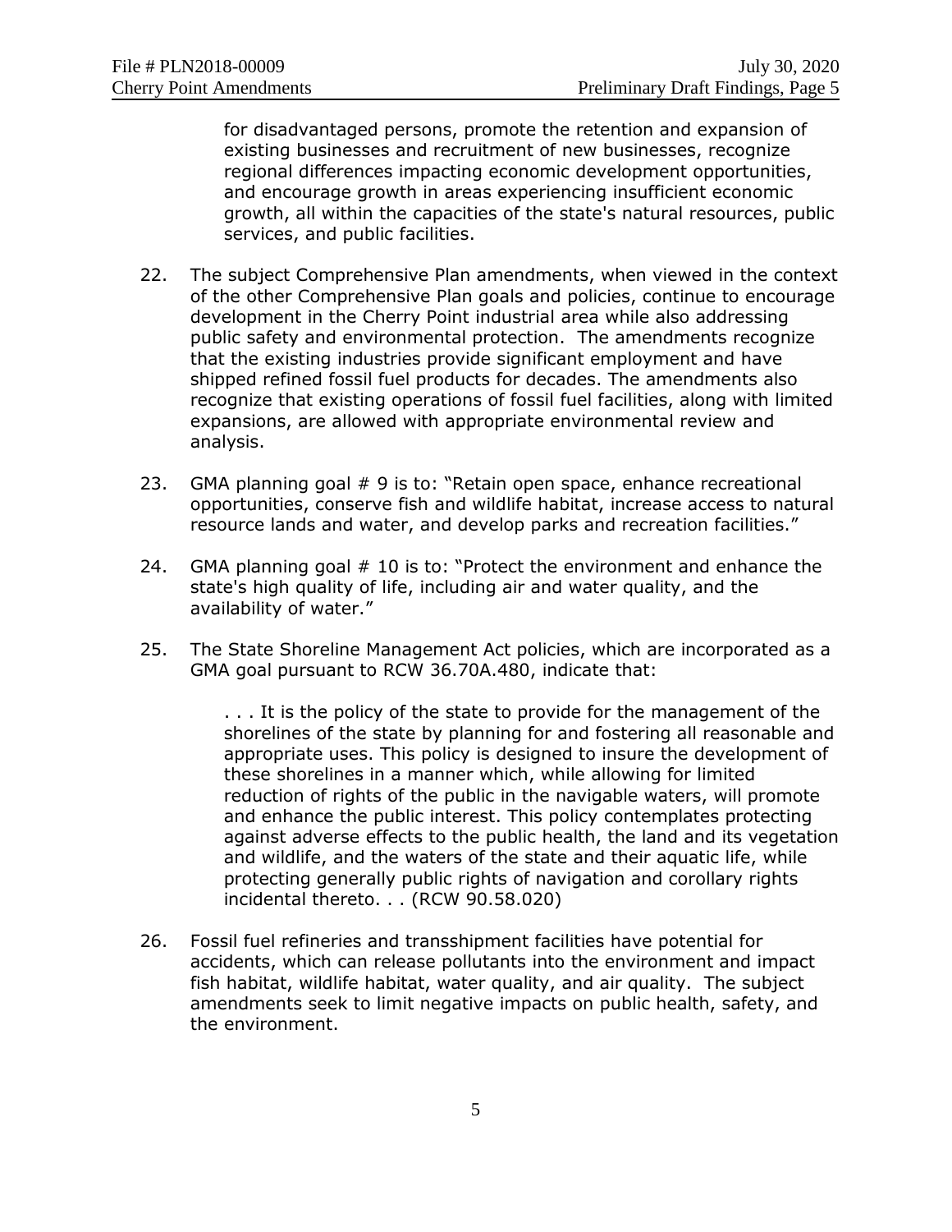for disadvantaged persons, promote the retention and expansion of existing businesses and recruitment of new businesses, recognize regional differences impacting economic development opportunities, and encourage growth in areas experiencing insufficient economic growth, all within the capacities of the state's natural resources, public services, and public facilities.

22. The subject Comprehensive Plan amendments, when viewed in the context of the other Comprehensive Plan goals and policies, continue to encourage development in the Cherry Point industrial area while also addressing public safety and environmental protection. The amendments recognize that the existing industries provide significant employment and have shipped refined fossil fuel products for decades. The amendments also recognize that existing operations of fossil fuel facilities, along with limited expansions, are allowed with appropriate environmental review and analysis.

23. GMA planning goal # 9 is to: "Retain open space, enhance recreational opportunities, conserve fish and wildlife habitat, increase access to natural resource lands and water, and develop parks and recreation facilities."

24. GMA planning goal # 10 is to: "Protect the environment and enhance the state's high quality of life, including air and water quality, and the availability of water."

25. The State Shoreline Management Act policies, which are incorporated as a GMA goal pursuant to RCW 36.70A.480, indicate that:

> . . . It is the policy of the state to provide for the management of the shorelines of the state by planning for and fostering all reasonable and appropriate uses. This policy is designed to insure the development of these shorelines in a manner which, while allowing for limited reduction of rights of the public in the navigable waters, will promote and enhance the public interest. This policy contemplates protecting against adverse effects to the public health, the land and its vegetation and wildlife, and the waters of the state and their aquatic life, while protecting generally public rights of navigation and corollary rights incidental thereto. . . (RCW 90.58.020)

26. Fossil fuel refineries and transshipment facilities have potential for accidents, which can release pollutants into the environment and impact fish habitat, wildlife habitat, water quality, and air quality. The subject amendments seek to limit negative impacts on public health, safety, and the environment.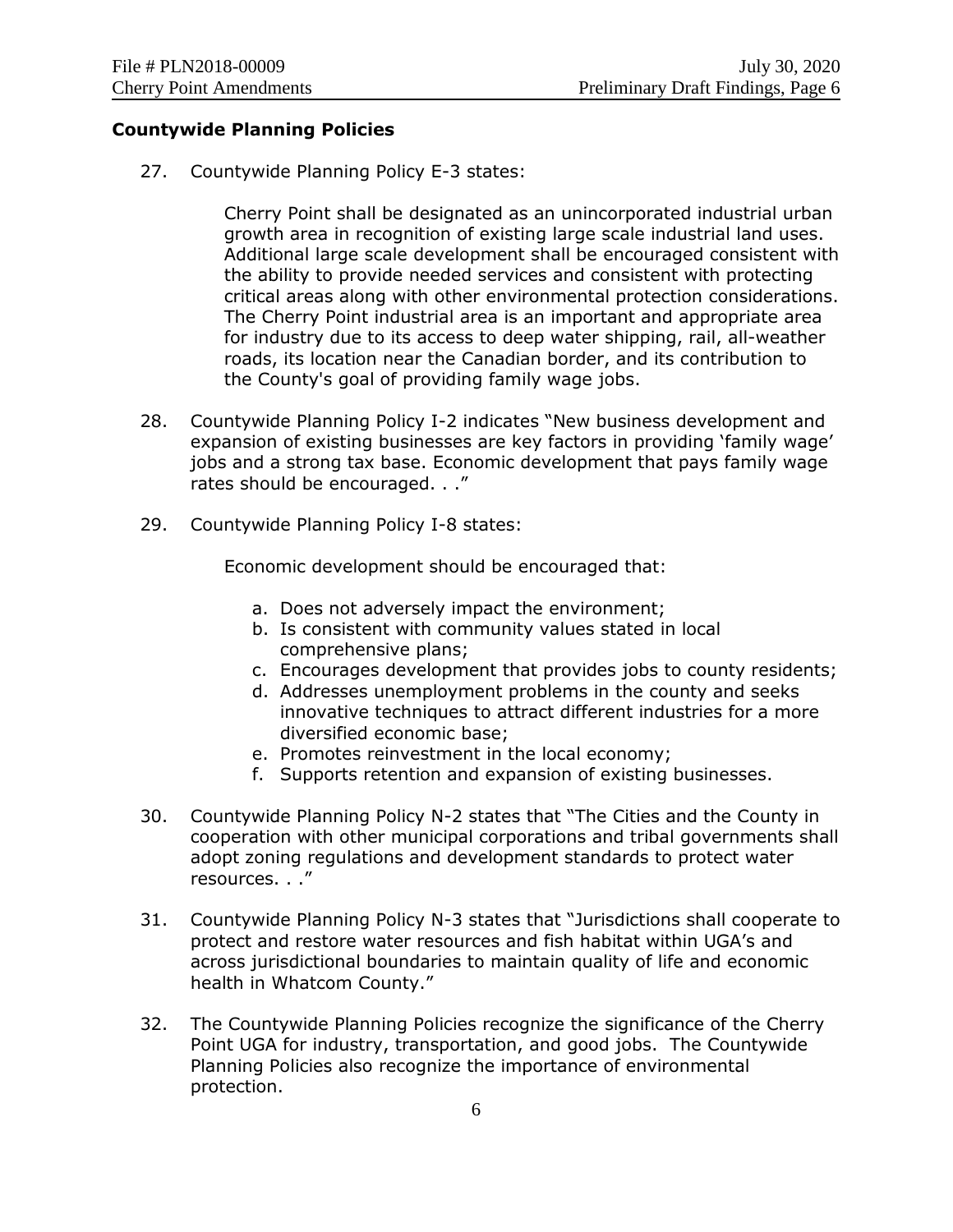## Countywide Planning Policies

27. Countywide Planning Policy E-3 states:

    Cherry Point shall be designated as an unincorporated industrial urban growth area in recognition of existing large scale industrial land uses. Additional large scale development shall be encouraged consistent with the ability to provide needed services and consistent with protecting critical areas along with other environmental protection considerations. The Cherry Point industrial area is an important and appropriate area for industry due to its access to deep water shipping, rail, all-weather roads, its location near the Canadian border, and its contribution to the County's goal of providing family wage jobs.

28. Countywide Planning Policy I-2 indicates "New business development and expansion of existing businesses are key factors in providing 'family wage' jobs and a strong tax base. Economic development that pays family wage rates should be encouraged. . ."

29. Countywide Planning Policy I-8 states:

    Economic development should be encouraged that:

    a. Does not adversely impact the environment;
    b. Is consistent with community values stated in local comprehensive plans;
    c. Encourages development that provides jobs to county residents;
    d. Addresses unemployment problems in the county and seeks innovative techniques to attract different industries for a more diversified economic base;
    e. Promotes reinvestment in the local economy;
    f. Supports retention and expansion of existing businesses.

30. Countywide Planning Policy N-2 states that "The Cities and the County in cooperation with other municipal corporations and tribal governments shall adopt zoning regulations and development standards to protect water resources. . ."

31. Countywide Planning Policy N-3 states that "Jurisdictions shall cooperate to protect and restore water resources and fish habitat within UGA's and across jurisdictional boundaries to maintain quality of life and economic health in Whatcom County."

32. The Countywide Planning Policies recognize the significance of the Cherry Point UGA for industry, transportation, and good jobs. The Countywide Planning Policies also recognize the importance of environmental protection.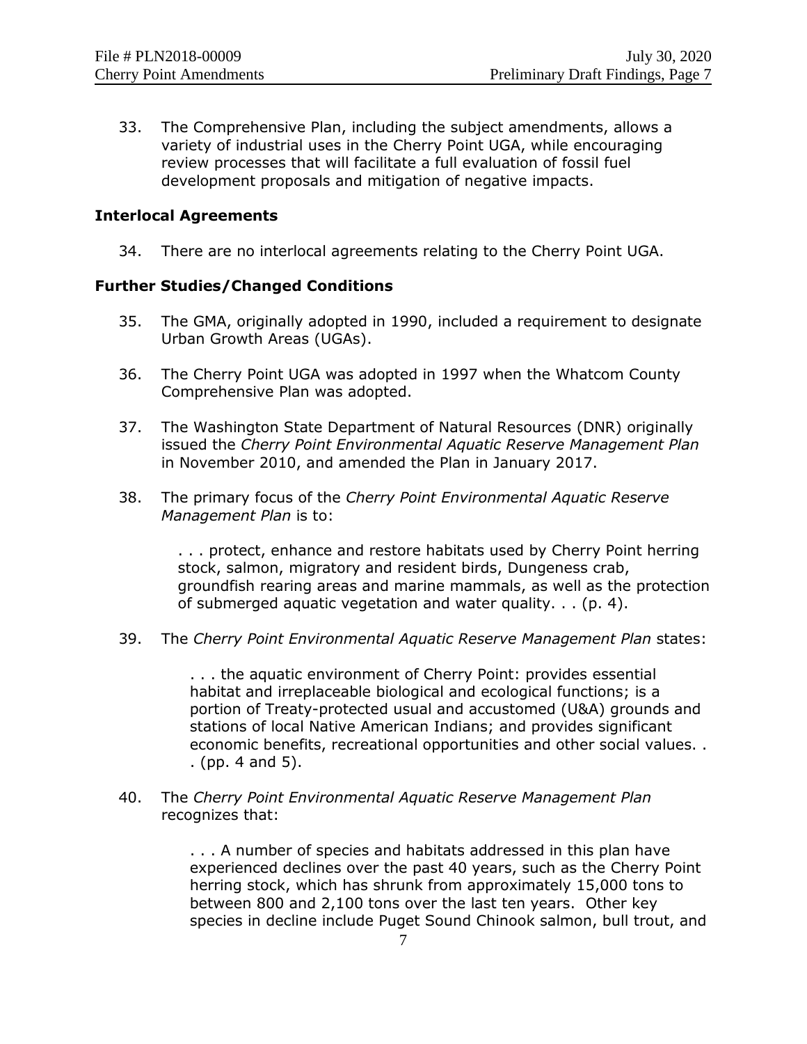33. The Comprehensive Plan, including the subject amendments, allows a variety of industrial uses in the Cherry Point UGA, while encouraging review processes that will facilitate a full evaluation of fossil fuel development proposals and mitigation of negative impacts.

**Interlocal Agreements**

34. There are no interlocal agreements relating to the Cherry Point UGA.

**Further Studies/Changed Conditions**

35. The GMA, originally adopted in 1990, included a requirement to designate Urban Growth Areas (UGAs).

36. The Cherry Point UGA was adopted in 1997 when the Whatcom County Comprehensive Plan was adopted.

37. The Washington State Department of Natural Resources (DNR) originally issued the *Cherry Point Environmental Aquatic Reserve Management Plan* in November 2010, and amended the Plan in January 2017.

38. The primary focus of the *Cherry Point Environmental Aquatic Reserve Management Plan* is to:

    > . . . protect, enhance and restore habitats used by Cherry Point herring stock, salmon, migratory and resident birds, Dungeness crab, groundfish rearing areas and marine mammals, as well as the protection of submerged aquatic vegetation and water quality. . . (p. 4).

39. The *Cherry Point Environmental Aquatic Reserve Management Plan* states:

    > . . . the aquatic environment of Cherry Point: provides essential habitat and irreplaceable biological and ecological functions; is a portion of Treaty-protected usual and accustomed (U&A) grounds and stations of local Native American Indians; and provides significant economic benefits, recreational opportunities and other social values. . . (pp. 4 and 5).

40. The *Cherry Point Environmental Aquatic Reserve Management Plan* recognizes that:

    > . . . A number of species and habitats addressed in this plan have experienced declines over the past 40 years, such as the Cherry Point herring stock, which has shrunk from approximately 15,000 tons to between 800 and 2,100 tons over the last ten years. Other key species in decline include Puget Sound Chinook salmon, bull trout, and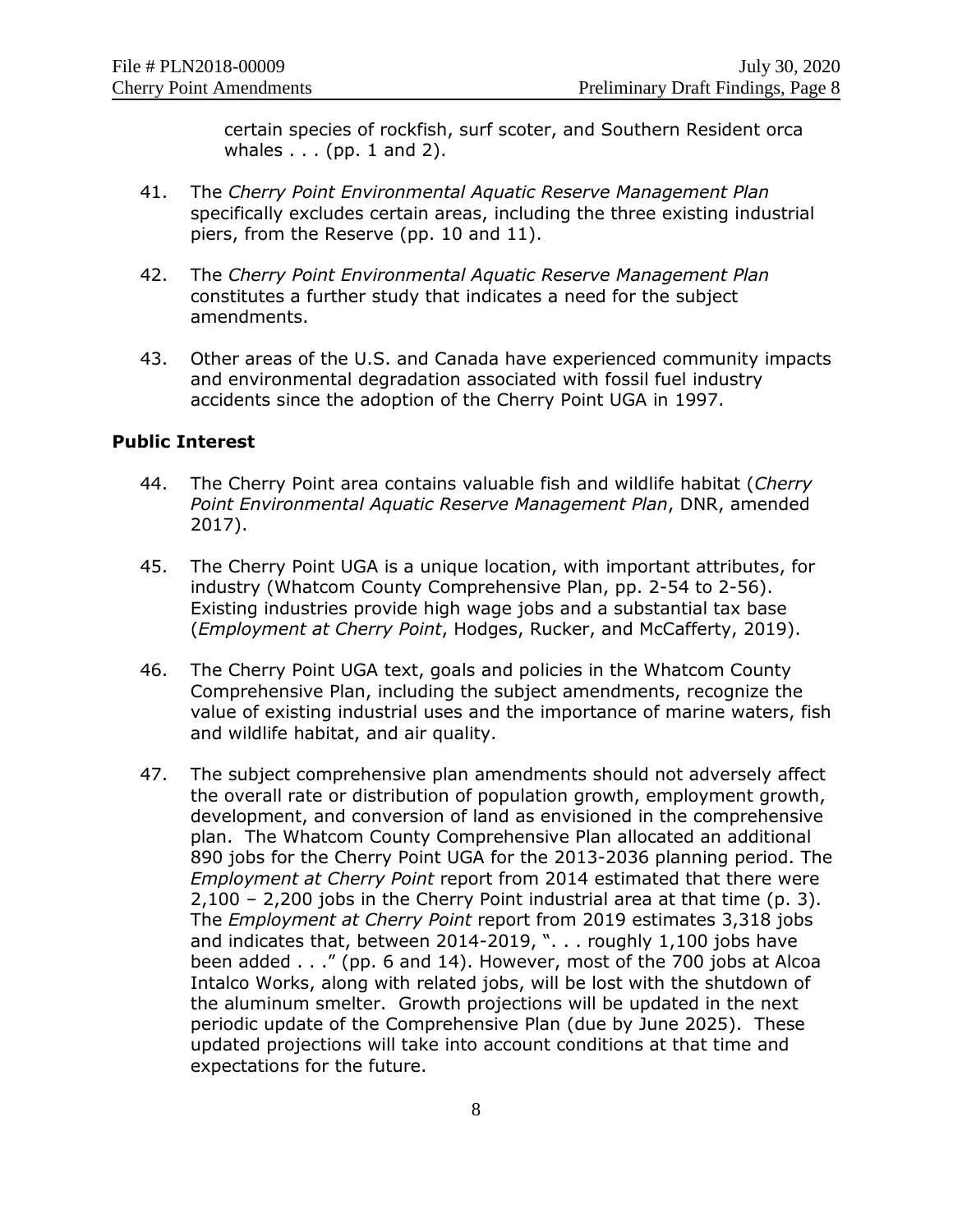certain species of rockfish, surf scoter, and Southern Resident orca whales . . . (pp. 1 and 2).

41. The *Cherry Point Environmental Aquatic Reserve Management Plan* specifically excludes certain areas, including the three existing industrial piers, from the Reserve (pp. 10 and 11).

42. The *Cherry Point Environmental Aquatic Reserve Management Plan* constitutes a further study that indicates a need for the subject amendments.

43. Other areas of the U.S. and Canada have experienced community impacts and environmental degradation associated with fossil fuel industry accidents since the adoption of the Cherry Point UGA in 1997.

**Public Interest**

44. The Cherry Point area contains valuable fish and wildlife habitat (*Cherry Point Environmental Aquatic Reserve Management Plan*, DNR, amended 2017).

45. The Cherry Point UGA is a unique location, with important attributes, for industry (Whatcom County Comprehensive Plan, pp. 2-54 to 2-56). Existing industries provide high wage jobs and a substantial tax base (*Employment at Cherry Point*, Hodges, Rucker, and McCafferty, 2019).

46. The Cherry Point UGA text, goals and policies in the Whatcom County Comprehensive Plan, including the subject amendments, recognize the value of existing industrial uses and the importance of marine waters, fish and wildlife habitat, and air quality.

47. The subject comprehensive plan amendments should not adversely affect the overall rate or distribution of population growth, employment growth, development, and conversion of land as envisioned in the comprehensive plan. The Whatcom County Comprehensive Plan allocated an additional 890 jobs for the Cherry Point UGA for the 2013-2036 planning period. The *Employment at Cherry Point* report from 2014 estimated that there were 2,100 – 2,200 jobs in the Cherry Point industrial area at that time (p. 3). The *Employment at Cherry Point* report from 2019 estimates 3,318 jobs and indicates that, between 2014-2019, ". . . roughly 1,100 jobs have been added . . ." (pp. 6 and 14). However, most of the 700 jobs at Alcoa Intalco Works, along with related jobs, will be lost with the shutdown of the aluminum smelter. Growth projections will be updated in the next periodic update of the Comprehensive Plan (due by June 2025). These updated projections will take into account conditions at that time and expectations for the future.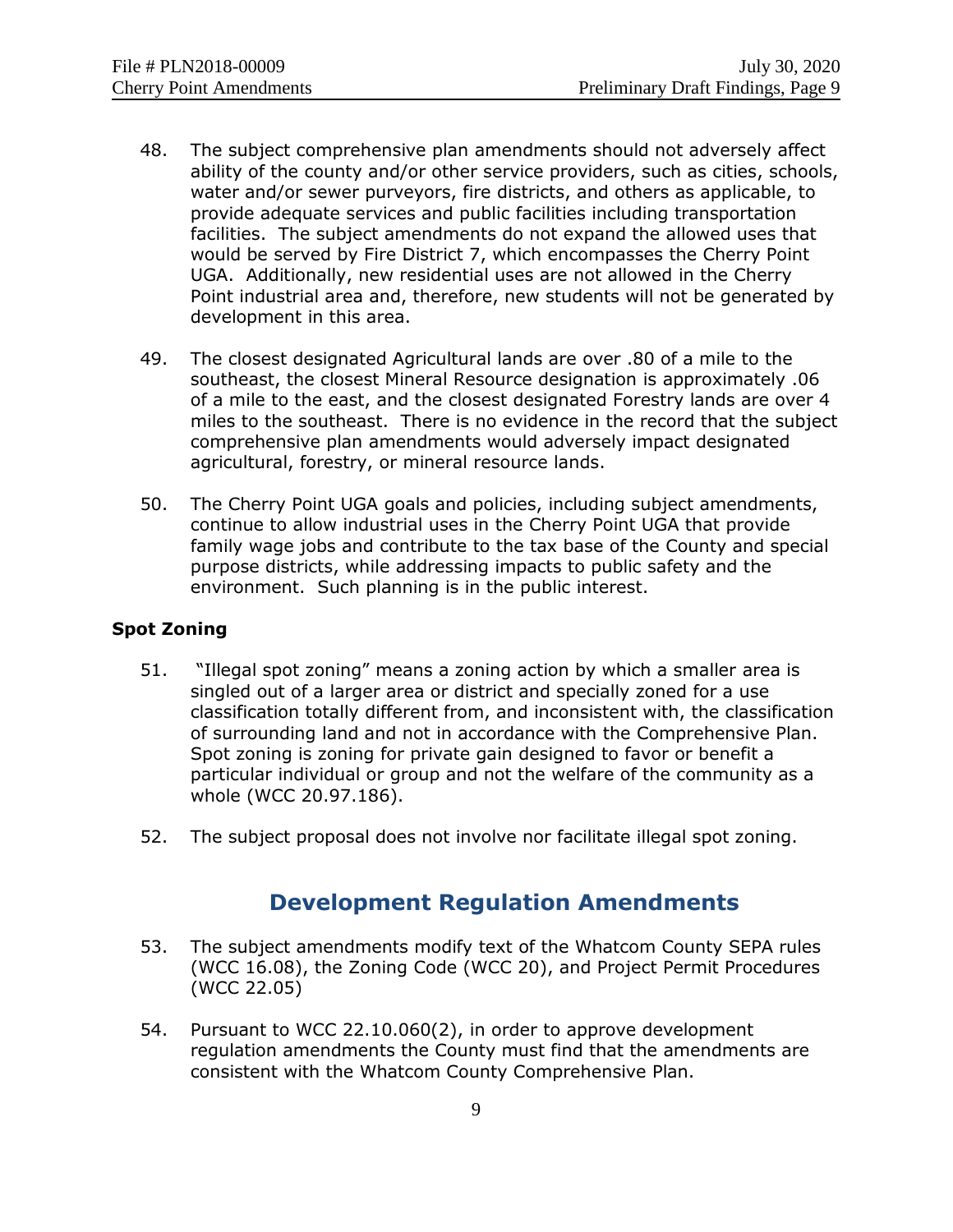48. The subject comprehensive plan amendments should not adversely affect ability of the county and/or other service providers, such as cities, schools, water and/or sewer purveyors, fire districts, and others as applicable, to provide adequate services and public facilities including transportation facilities. The subject amendments do not expand the allowed uses that would be served by Fire District 7, which encompasses the Cherry Point UGA. Additionally, new residential uses are not allowed in the Cherry Point industrial area and, therefore, new students will not be generated by development in this area.

49. The closest designated Agricultural lands are over .80 of a mile to the southeast, the closest Mineral Resource designation is approximately .06 of a mile to the east, and the closest designated Forestry lands are over 4 miles to the southeast. There is no evidence in the record that the subject comprehensive plan amendments would adversely impact designated agricultural, forestry, or mineral resource lands.

50. The Cherry Point UGA goals and policies, including subject amendments, continue to allow industrial uses in the Cherry Point UGA that provide family wage jobs and contribute to the tax base of the County and special purpose districts, while addressing impacts to public safety and the environment. Such planning is in the public interest.

**Spot Zoning**

51. "Illegal spot zoning" means a zoning action by which a smaller area is singled out of a larger area or district and specially zoned for a use classification totally different from, and inconsistent with, the classification of surrounding land and not in accordance with the Comprehensive Plan. Spot zoning is zoning for private gain designed to favor or benefit a particular individual or group and not the welfare of the community as a whole (WCC 20.97.186).

52. The subject proposal does not involve nor facilitate illegal spot zoning.

## Development Regulation Amendments

53. The subject amendments modify text of the Whatcom County SEPA rules (WCC 16.08), the Zoning Code (WCC 20), and Project Permit Procedures (WCC 22.05)

54. Pursuant to WCC 22.10.060(2), in order to approve development regulation amendments the County must find that the amendments are consistent with the Whatcom County Comprehensive Plan.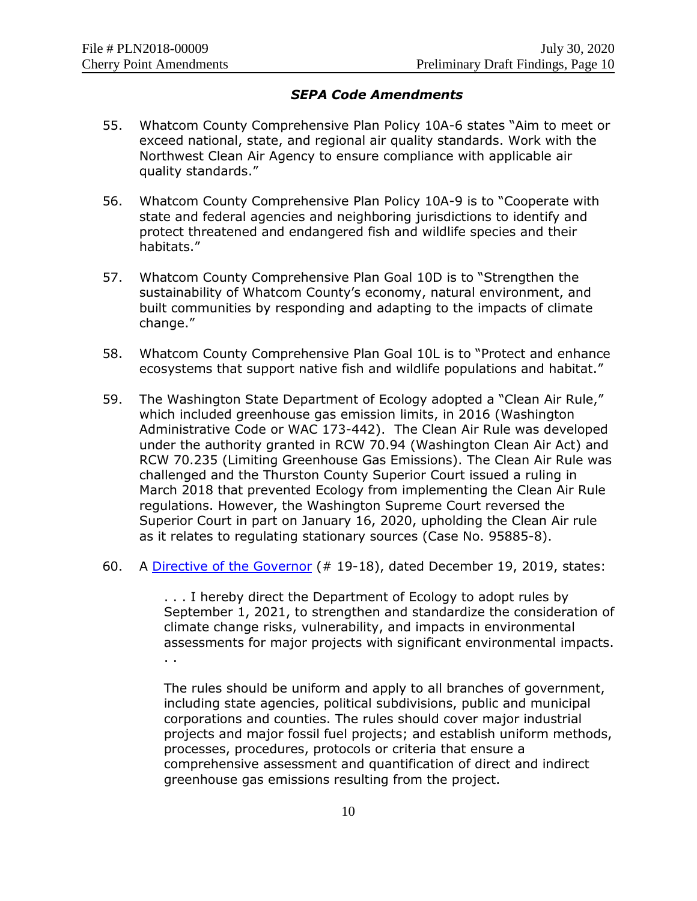### *SEPA Code Amendments*

55. Whatcom County Comprehensive Plan Policy 10A-6 states "Aim to meet or exceed national, state, and regional air quality standards. Work with the Northwest Clean Air Agency to ensure compliance with applicable air quality standards."

56. Whatcom County Comprehensive Plan Policy 10A-9 is to "Cooperate with state and federal agencies and neighboring jurisdictions to identify and protect threatened and endangered fish and wildlife species and their habitats."

57. Whatcom County Comprehensive Plan Goal 10D is to "Strengthen the sustainability of Whatcom County's economy, natural environment, and built communities by responding and adapting to the impacts of climate change."

58. Whatcom County Comprehensive Plan Goal 10L is to "Protect and enhance ecosystems that support native fish and wildlife populations and habitat."

59. The Washington State Department of Ecology adopted a "Clean Air Rule," which included greenhouse gas emission limits, in 2016 (Washington Administrative Code or WAC 173-442). The Clean Air Rule was developed under the authority granted in RCW 70.94 (Washington Clean Air Act) and RCW 70.235 (Limiting Greenhouse Gas Emissions). The Clean Air Rule was challenged and the Thurston County Superior Court issued a ruling in March 2018 that prevented Ecology from implementing the Clean Air Rule regulations. However, the Washington Supreme Court reversed the Superior Court in part on January 16, 2020, upholding the Clean Air rule as it relates to regulating stationary sources (Case No. 95885-8).

60. A Directive of the Governor (# 19-18), dated December 19, 2019, states:

    > . . . I hereby direct the Department of Ecology to adopt rules by September 1, 2021, to strengthen and standardize the consideration of climate change risks, vulnerability, and impacts in environmental assessments for major projects with significant environmental impacts. . .
    >
    > The rules should be uniform and apply to all branches of government, including state agencies, political subdivisions, public and municipal corporations and counties. The rules should cover major industrial projects and major fossil fuel projects; and establish uniform methods, processes, procedures, protocols or criteria that ensure a comprehensive assessment and quantification of direct and indirect greenhouse gas emissions resulting from the project.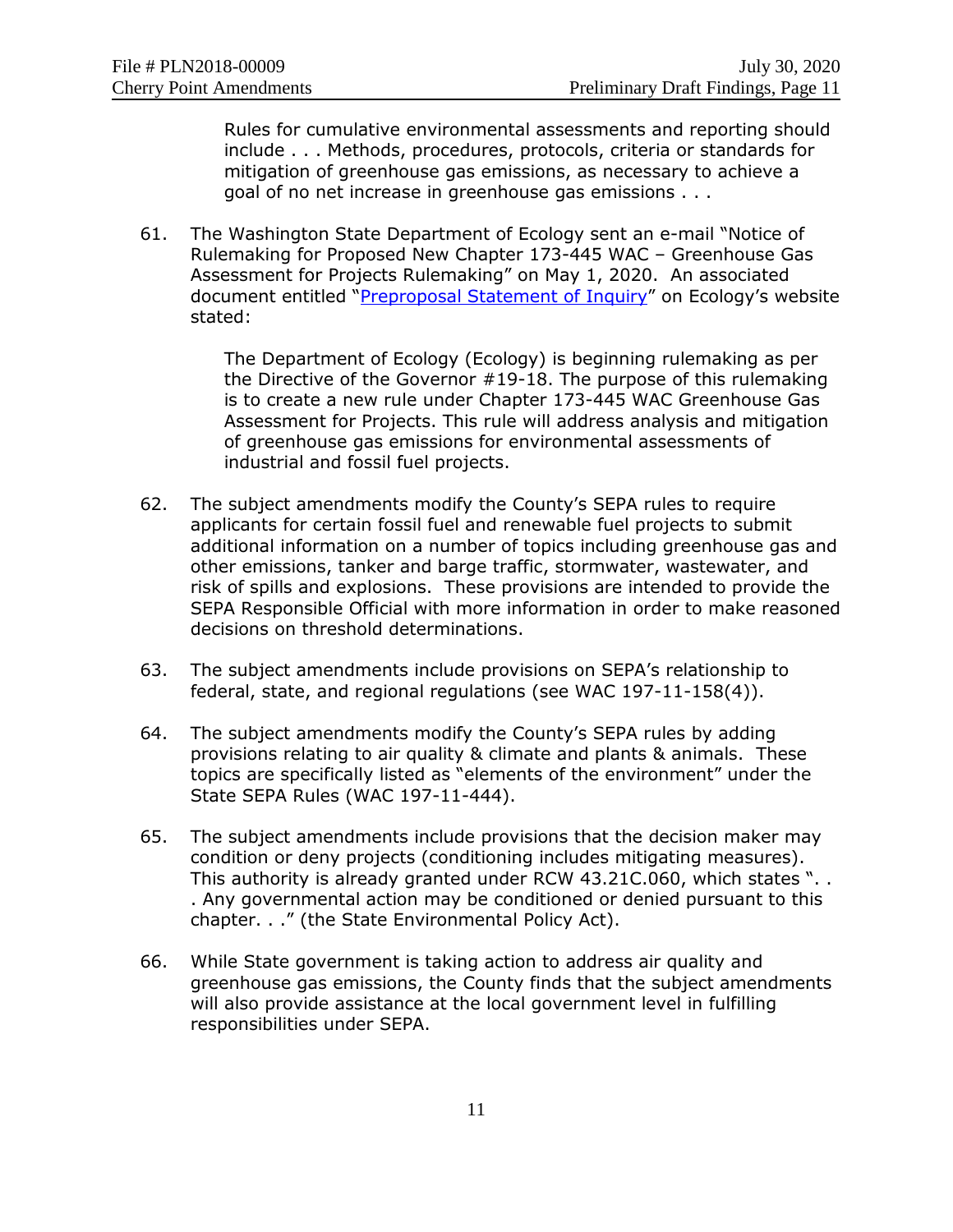> Rules for cumulative environmental assessments and reporting should include . . . Methods, procedures, protocols, criteria or standards for mitigation of greenhouse gas emissions, as necessary to achieve a goal of no net increase in greenhouse gas emissions . . .

61. The Washington State Department of Ecology sent an e-mail "Notice of Rulemaking for Proposed New Chapter 173-445 WAC – Greenhouse Gas Assessment for Projects Rulemaking" on May 1, 2020. An associated document entitled "Preproposal Statement of Inquiry" on Ecology's website stated:

    > The Department of Ecology (Ecology) is beginning rulemaking as per the Directive of the Governor #19-18. The purpose of this rulemaking is to create a new rule under Chapter 173-445 WAC Greenhouse Gas Assessment for Projects. This rule will address analysis and mitigation of greenhouse gas emissions for environmental assessments of industrial and fossil fuel projects.

62. The subject amendments modify the County's SEPA rules to require applicants for certain fossil fuel and renewable fuel projects to submit additional information on a number of topics including greenhouse gas and other emissions, tanker and barge traffic, stormwater, wastewater, and risk of spills and explosions. These provisions are intended to provide the SEPA Responsible Official with more information in order to make reasoned decisions on threshold determinations.

63. The subject amendments include provisions on SEPA's relationship to federal, state, and regional regulations (see WAC 197-11-158(4)).

64. The subject amendments modify the County's SEPA rules by adding provisions relating to air quality & climate and plants & animals. These topics are specifically listed as "elements of the environment" under the State SEPA Rules (WAC 197-11-444).

65. The subject amendments include provisions that the decision maker may condition or deny projects (conditioning includes mitigating measures). This authority is already granted under RCW 43.21C.060, which states ". . . Any governmental action may be conditioned or denied pursuant to this chapter. . ." (the State Environmental Policy Act).

66. While State government is taking action to address air quality and greenhouse gas emissions, the County finds that the subject amendments will also provide assistance at the local government level in fulfilling responsibilities under SEPA.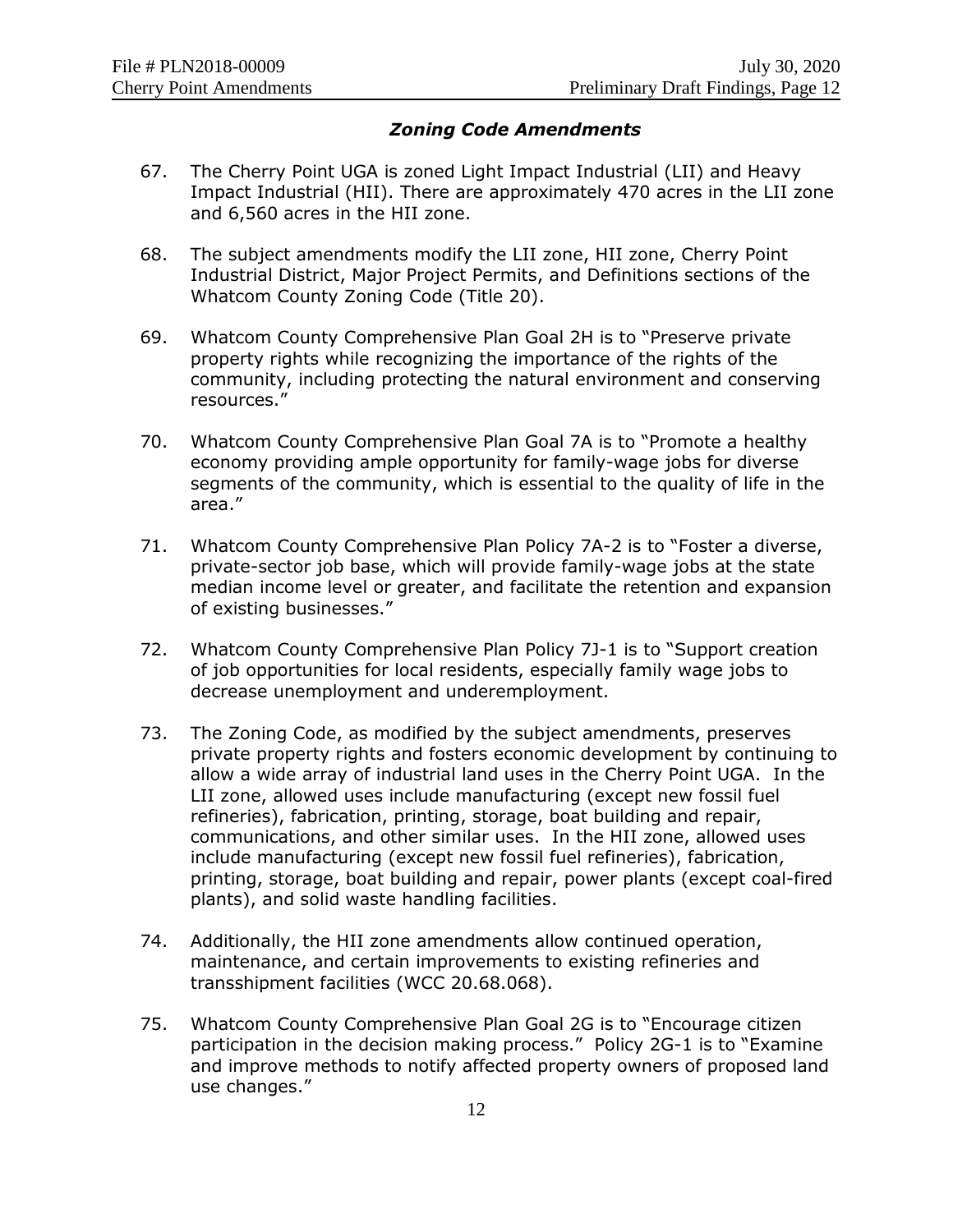### *Zoning Code Amendments*

67. The Cherry Point UGA is zoned Light Impact Industrial (LII) and Heavy Impact Industrial (HII). There are approximately 470 acres in the LII zone and 6,560 acres in the HII zone.

68. The subject amendments modify the LII zone, HII zone, Cherry Point Industrial District, Major Project Permits, and Definitions sections of the Whatcom County Zoning Code (Title 20).

69. Whatcom County Comprehensive Plan Goal 2H is to "Preserve private property rights while recognizing the importance of the rights of the community, including protecting the natural environment and conserving resources."

70. Whatcom County Comprehensive Plan Goal 7A is to "Promote a healthy economy providing ample opportunity for family-wage jobs for diverse segments of the community, which is essential to the quality of life in the area."

71. Whatcom County Comprehensive Plan Policy 7A-2 is to "Foster a diverse, private-sector job base, which will provide family-wage jobs at the state median income level or greater, and facilitate the retention and expansion of existing businesses."

72. Whatcom County Comprehensive Plan Policy 7J-1 is to "Support creation of job opportunities for local residents, especially family wage jobs to decrease unemployment and underemployment.

73. The Zoning Code, as modified by the subject amendments, preserves private property rights and fosters economic development by continuing to allow a wide array of industrial land uses in the Cherry Point UGA. In the LII zone, allowed uses include manufacturing (except new fossil fuel refineries), fabrication, printing, storage, boat building and repair, communications, and other similar uses. In the HII zone, allowed uses include manufacturing (except new fossil fuel refineries), fabrication, printing, storage, boat building and repair, power plants (except coal-fired plants), and solid waste handling facilities.

74. Additionally, the HII zone amendments allow continued operation, maintenance, and certain improvements to existing refineries and transshipment facilities (WCC 20.68.068).

75. Whatcom County Comprehensive Plan Goal 2G is to "Encourage citizen participation in the decision making process." Policy 2G-1 is to "Examine and improve methods to notify affected property owners of proposed land use changes."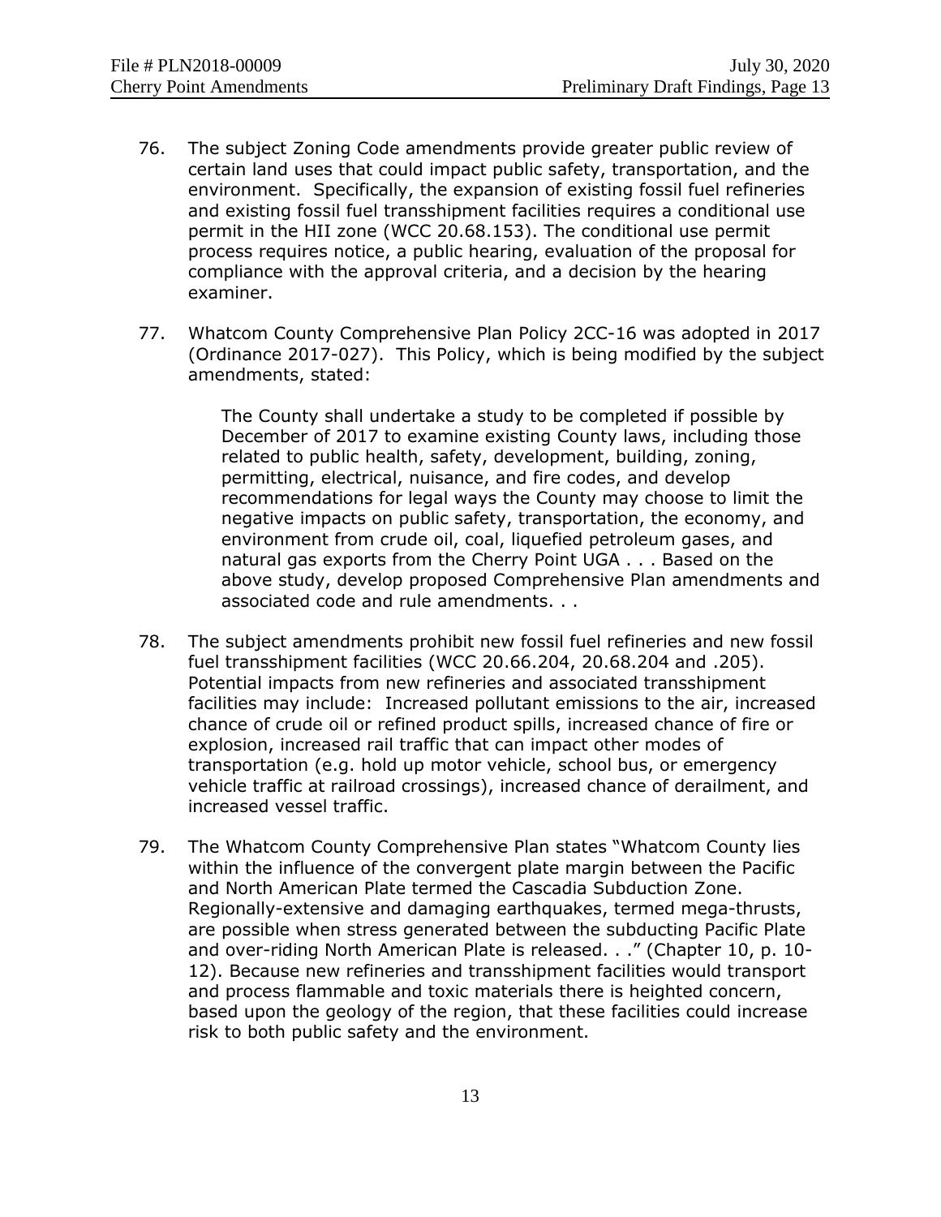76. The subject Zoning Code amendments provide greater public review of certain land uses that could impact public safety, transportation, and the environment. Specifically, the expansion of existing fossil fuel refineries and existing fossil fuel transshipment facilities requires a conditional use permit in the HII zone (WCC 20.68.153). The conditional use permit process requires notice, a public hearing, evaluation of the proposal for compliance with the approval criteria, and a decision by the hearing examiner.

77. Whatcom County Comprehensive Plan Policy 2CC-16 was adopted in 2017 (Ordinance 2017-027). This Policy, which is being modified by the subject amendments, stated:

> The County shall undertake a study to be completed if possible by December of 2017 to examine existing County laws, including those related to public health, safety, development, building, zoning, permitting, electrical, nuisance, and fire codes, and develop recommendations for legal ways the County may choose to limit the negative impacts on public safety, transportation, the economy, and environment from crude oil, coal, liquefied petroleum gases, and natural gas exports from the Cherry Point UGA . . . Based on the above study, develop proposed Comprehensive Plan amendments and associated code and rule amendments. . .

78. The subject amendments prohibit new fossil fuel refineries and new fossil fuel transshipment facilities (WCC 20.66.204, 20.68.204 and .205). Potential impacts from new refineries and associated transshipment facilities may include: Increased pollutant emissions to the air, increased chance of crude oil or refined product spills, increased chance of fire or explosion, increased rail traffic that can impact other modes of transportation (e.g. hold up motor vehicle, school bus, or emergency vehicle traffic at railroad crossings), increased chance of derailment, and increased vessel traffic.

79. The Whatcom County Comprehensive Plan states "Whatcom County lies within the influence of the convergent plate margin between the Pacific and North American Plate termed the Cascadia Subduction Zone. Regionally-extensive and damaging earthquakes, termed mega-thrusts, are possible when stress generated between the subducting Pacific Plate and over-riding North American Plate is released. . ." (Chapter 10, p. 10-12). Because new refineries and transshipment facilities would transport and process flammable and toxic materials there is heighted concern, based upon the geology of the region, that these facilities could increase risk to both public safety and the environment.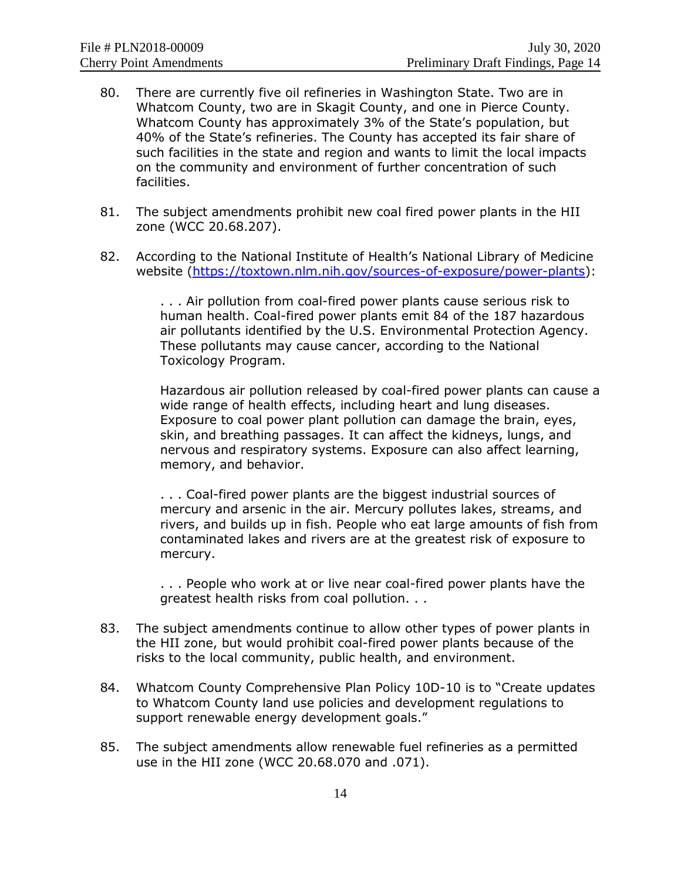80. There are currently five oil refineries in Washington State. Two are in Whatcom County, two are in Skagit County, and one in Pierce County. Whatcom County has approximately 3% of the State's population, but 40% of the State's refineries. The County has accepted its fair share of such facilities in the state and region and wants to limit the local impacts on the community and environment of further concentration of such facilities.

81. The subject amendments prohibit new coal fired power plants in the HII zone (WCC 20.68.207).

82. According to the National Institute of Health's National Library of Medicine website (https://toxtown.nlm.nih.gov/sources-of-exposure/power-plants):

> . . . Air pollution from coal-fired power plants cause serious risk to human health. Coal-fired power plants emit 84 of the 187 hazardous air pollutants identified by the U.S. Environmental Protection Agency. These pollutants may cause cancer, according to the National Toxicology Program.
>
> Hazardous air pollution released by coal-fired power plants can cause a wide range of health effects, including heart and lung diseases. Exposure to coal power plant pollution can damage the brain, eyes, skin, and breathing passages. It can affect the kidneys, lungs, and nervous and respiratory systems. Exposure can also affect learning, memory, and behavior.
>
> . . . Coal-fired power plants are the biggest industrial sources of mercury and arsenic in the air. Mercury pollutes lakes, streams, and rivers, and builds up in fish. People who eat large amounts of fish from contaminated lakes and rivers are at the greatest risk of exposure to mercury.
>
> . . . People who work at or live near coal-fired power plants have the greatest health risks from coal pollution. . .

83. The subject amendments continue to allow other types of power plants in the HII zone, but would prohibit coal-fired power plants because of the risks to the local community, public health, and environment.

84. Whatcom County Comprehensive Plan Policy 10D-10 is to "Create updates to Whatcom County land use policies and development regulations to support renewable energy development goals."

85. The subject amendments allow renewable fuel refineries as a permitted use in the HII zone (WCC 20.68.070 and .071).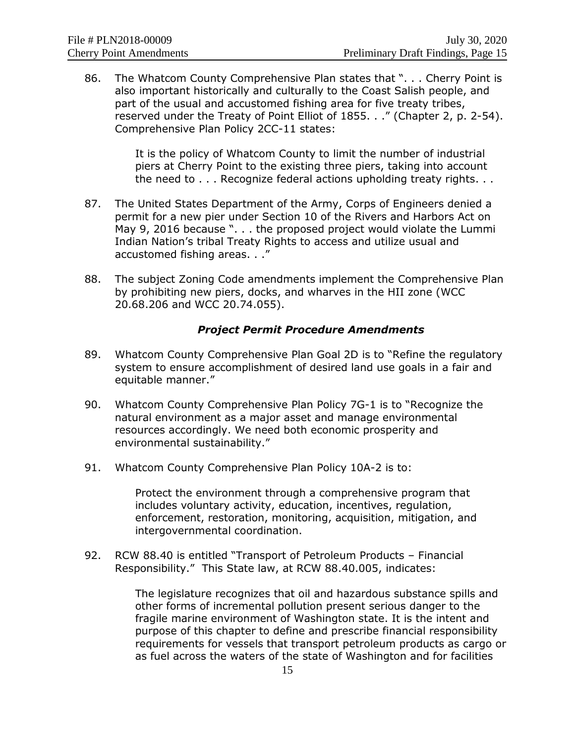86. The Whatcom County Comprehensive Plan states that ". . . Cherry Point is also important historically and culturally to the Coast Salish people, and part of the usual and accustomed fishing area for five treaty tribes, reserved under the Treaty of Point Elliot of 1855. . ." (Chapter 2, p. 2-54). Comprehensive Plan Policy 2CC-11 states:

   > It is the policy of Whatcom County to limit the number of industrial piers at Cherry Point to the existing three piers, taking into account the need to . . . Recognize federal actions upholding treaty rights. . .

87. The United States Department of the Army, Corps of Engineers denied a permit for a new pier under Section 10 of the Rivers and Harbors Act on May 9, 2016 because ". . . the proposed project would violate the Lummi Indian Nation's tribal Treaty Rights to access and utilize usual and accustomed fishing areas. . ."

88. The subject Zoning Code amendments implement the Comprehensive Plan by prohibiting new piers, docks, and wharves in the HII zone (WCC 20.68.206 and WCC 20.74.055).

### *Project Permit Procedure Amendments*

89. Whatcom County Comprehensive Plan Goal 2D is to "Refine the regulatory system to ensure accomplishment of desired land use goals in a fair and equitable manner."

90. Whatcom County Comprehensive Plan Policy 7G-1 is to "Recognize the natural environment as a major asset and manage environmental resources accordingly. We need both economic prosperity and environmental sustainability."

91. Whatcom County Comprehensive Plan Policy 10A-2 is to:

   > Protect the environment through a comprehensive program that includes voluntary activity, education, incentives, regulation, enforcement, restoration, monitoring, acquisition, mitigation, and intergovernmental coordination.

92. RCW 88.40 is entitled "Transport of Petroleum Products – Financial Responsibility." This State law, at RCW 88.40.005, indicates:

   > The legislature recognizes that oil and hazardous substance spills and other forms of incremental pollution present serious danger to the fragile marine environment of Washington state. It is the intent and purpose of this chapter to define and prescribe financial responsibility requirements for vessels that transport petroleum products as cargo or as fuel across the waters of the state of Washington and for facilities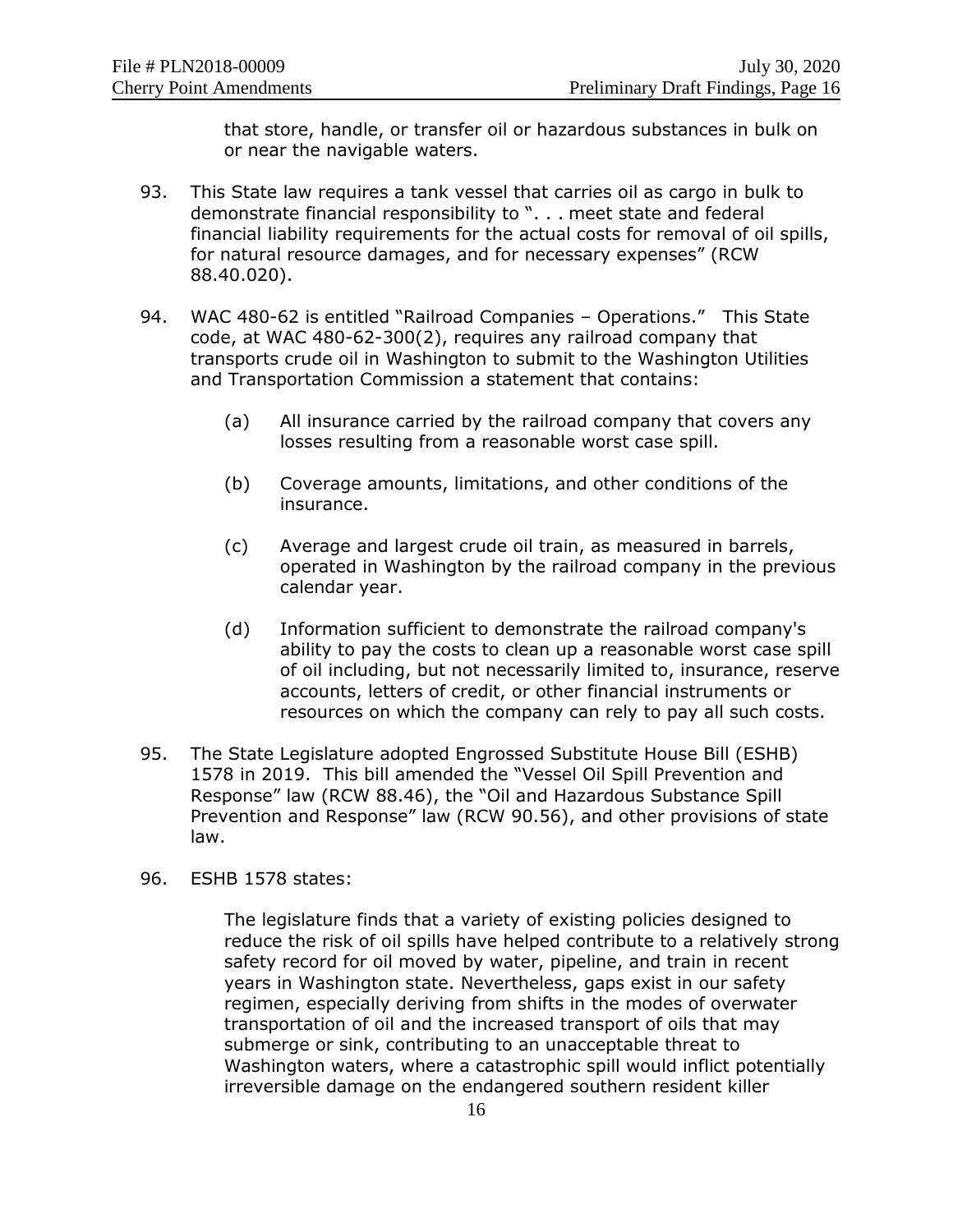that store, handle, or transfer oil or hazardous substances in bulk on or near the navigable waters.

93. This State law requires a tank vessel that carries oil as cargo in bulk to demonstrate financial responsibility to ". . . meet state and federal financial liability requirements for the actual costs for removal of oil spills, for natural resource damages, and for necessary expenses" (RCW 88.40.020).

94. WAC 480-62 is entitled "Railroad Companies – Operations." This State code, at WAC 480-62-300(2), requires any railroad company that transports crude oil in Washington to submit to the Washington Utilities and Transportation Commission a statement that contains:

    (a) All insurance carried by the railroad company that covers any losses resulting from a reasonable worst case spill.

    (b) Coverage amounts, limitations, and other conditions of the insurance.

    (c) Average and largest crude oil train, as measured in barrels, operated in Washington by the railroad company in the previous calendar year.

    (d) Information sufficient to demonstrate the railroad company's ability to pay the costs to clean up a reasonable worst case spill of oil including, but not necessarily limited to, insurance, reserve accounts, letters of credit, or other financial instruments or resources on which the company can rely to pay all such costs.

95. The State Legislature adopted Engrossed Substitute House Bill (ESHB) 1578 in 2019. This bill amended the "Vessel Oil Spill Prevention and Response" law (RCW 88.46), the "Oil and Hazardous Substance Spill Prevention and Response" law (RCW 90.56), and other provisions of state law.

96. ESHB 1578 states:

> The legislature finds that a variety of existing policies designed to reduce the risk of oil spills have helped contribute to a relatively strong safety record for oil moved by water, pipeline, and train in recent years in Washington state. Nevertheless, gaps exist in our safety regimen, especially deriving from shifts in the modes of overwater transportation of oil and the increased transport of oils that may submerge or sink, contributing to an unacceptable threat to Washington waters, where a catastrophic spill would inflict potentially irreversible damage on the endangered southern resident killer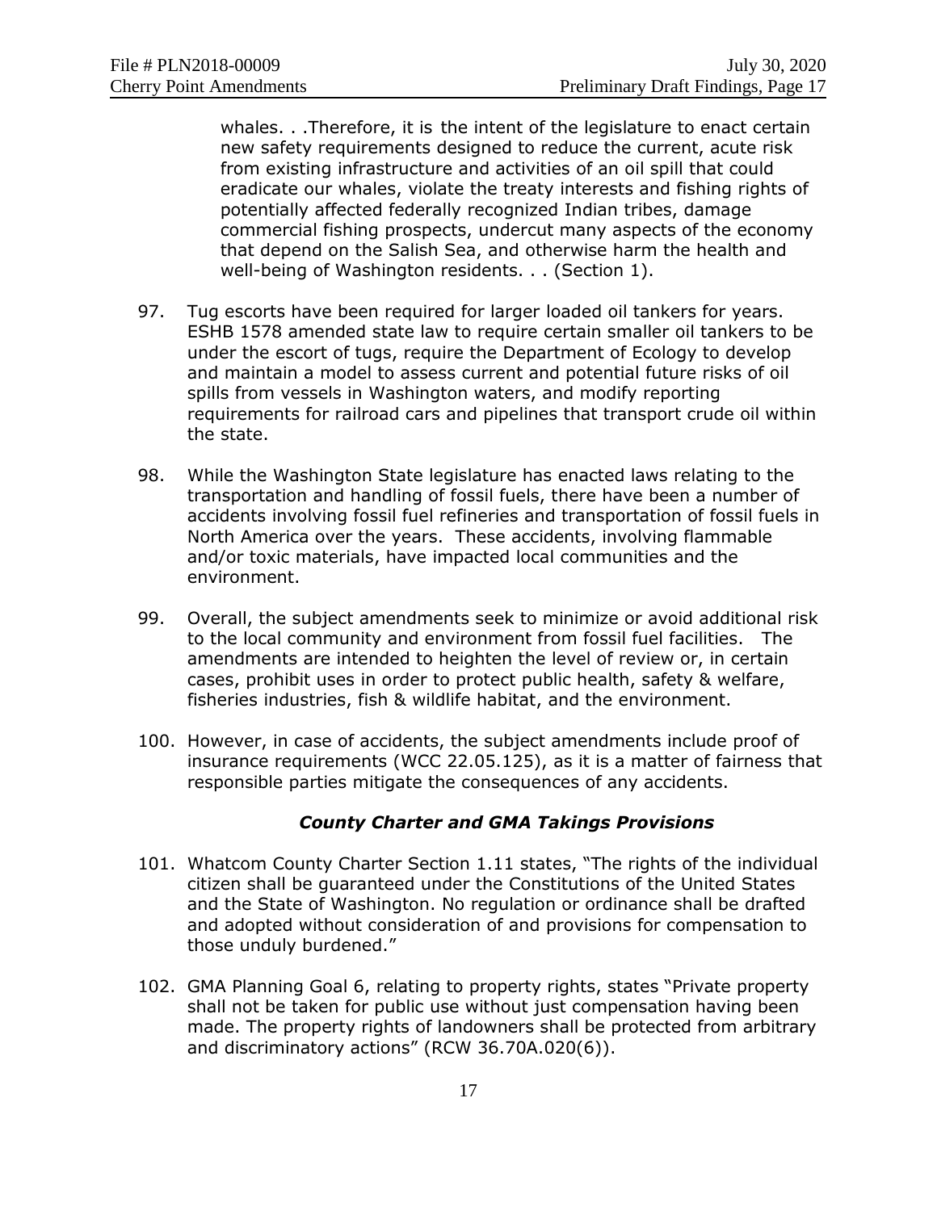> whales. . .Therefore, it is the intent of the legislature to enact certain new safety requirements designed to reduce the current, acute risk from existing infrastructure and activities of an oil spill that could eradicate our whales, violate the treaty interests and fishing rights of potentially affected federally recognized Indian tribes, damage commercial fishing prospects, undercut many aspects of the economy that depend on the Salish Sea, and otherwise harm the health and well-being of Washington residents. . . (Section 1).

97. Tug escorts have been required for larger loaded oil tankers for years. ESHB 1578 amended state law to require certain smaller oil tankers to be under the escort of tugs, require the Department of Ecology to develop and maintain a model to assess current and potential future risks of oil spills from vessels in Washington waters, and modify reporting requirements for railroad cars and pipelines that transport crude oil within the state.

98. While the Washington State legislature has enacted laws relating to the transportation and handling of fossil fuels, there have been a number of accidents involving fossil fuel refineries and transportation of fossil fuels in North America over the years. These accidents, involving flammable and/or toxic materials, have impacted local communities and the environment.

99. Overall, the subject amendments seek to minimize or avoid additional risk to the local community and environment from fossil fuel facilities. The amendments are intended to heighten the level of review or, in certain cases, prohibit uses in order to protect public health, safety & welfare, fisheries industries, fish & wildlife habitat, and the environment.

100. However, in case of accidents, the subject amendments include proof of insurance requirements (WCC 22.05.125), as it is a matter of fairness that responsible parties mitigate the consequences of any accidents.

### *County Charter and GMA Takings Provisions*

101. Whatcom County Charter Section 1.11 states, "The rights of the individual citizen shall be guaranteed under the Constitutions of the United States and the State of Washington. No regulation or ordinance shall be drafted and adopted without consideration of and provisions for compensation to those unduly burdened."

102. GMA Planning Goal 6, relating to property rights, states "Private property shall not be taken for public use without just compensation having been made. The property rights of landowners shall be protected from arbitrary and discriminatory actions" (RCW 36.70A.020(6)).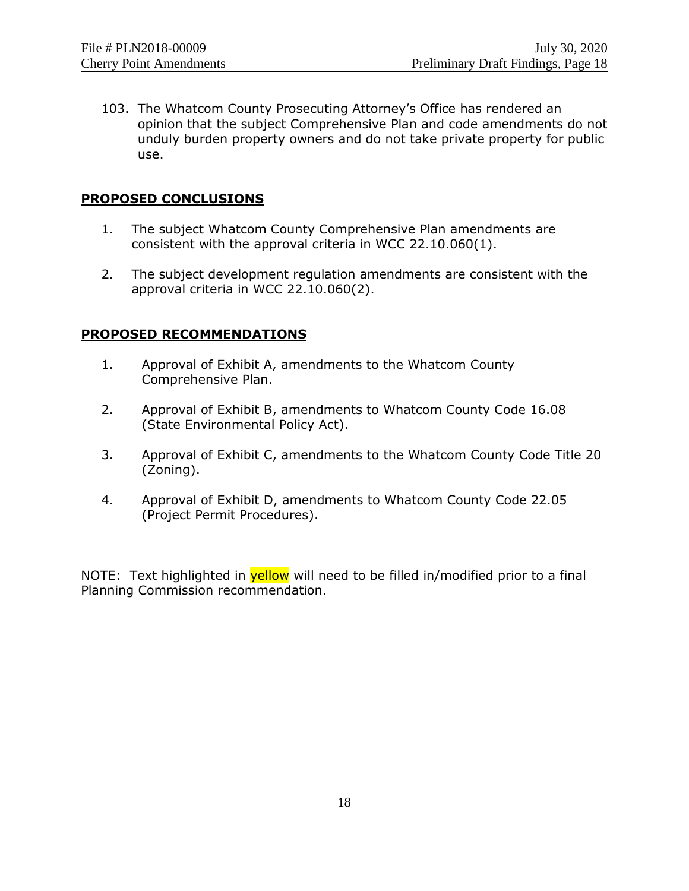103. The Whatcom County Prosecuting Attorney's Office has rendered an opinion that the subject Comprehensive Plan and code amendments do not unduly burden property owners and do not take private property for public use.

## PROPOSED CONCLUSIONS

1. The subject Whatcom County Comprehensive Plan amendments are consistent with the approval criteria in WCC 22.10.060(1).

2. The subject development regulation amendments are consistent with the approval criteria in WCC 22.10.060(2).

## PROPOSED RECOMMENDATIONS

1. Approval of Exhibit A, amendments to the Whatcom County Comprehensive Plan.

2. Approval of Exhibit B, amendments to Whatcom County Code 16.08 (State Environmental Policy Act).

3. Approval of Exhibit C, amendments to the Whatcom County Code Title 20 (Zoning).

4. Approval of Exhibit D, amendments to Whatcom County Code 22.05 (Project Permit Procedures).

NOTE: Text highlighted in yellow will need to be filled in/modified prior to a final Planning Commission recommendation.